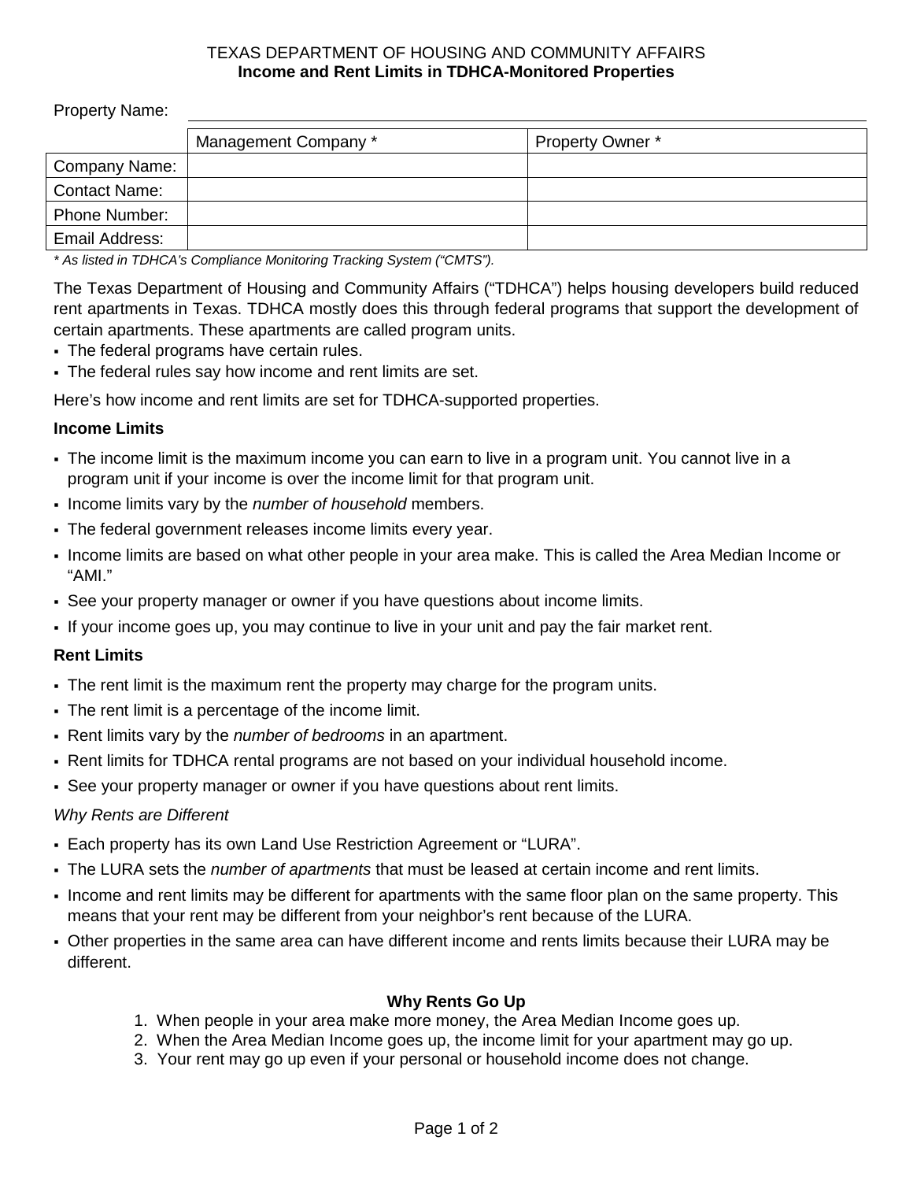TEXAS DEPARTMENT OF HOUSING AND COMMUNITY AFFAIRS

# Income and Rent Limits in TDHCA-Monitored Properties

Property Name:

| | Management Company * | Property Owner * |
|---|---|---|
| Company Name: | | |
| Contact Name: | | |
| Phone Number: | | |
| Email Address: | | |

*\* As listed in TDHCA's Compliance Monitoring Tracking System ("CMTS").*

The Texas Department of Housing and Community Affairs ("TDHCA") helps housing developers build reduced rent apartments in Texas. TDHCA mostly does this through federal programs that support the development of certain apartments. These apartments are called program units.

- The federal programs have certain rules.
- The federal rules say how income and rent limits are set.

Here's how income and rent limits are set for TDHCA-supported properties.

## Income Limits

- The income limit is the maximum income you can earn to live in a program unit. You cannot live in a program unit if your income is over the income limit for that program unit.
- Income limits vary by the *number of household* members.
- The federal government releases income limits every year.
- Income limits are based on what other people in your area make. This is called the Area Median Income or "AMI."
- See your property manager or owner if you have questions about income limits.
- If your income goes up, you may continue to live in your unit and pay the fair market rent.

## Rent Limits

- The rent limit is the maximum rent the property may charge for the program units.
- The rent limit is a percentage of the income limit.
- Rent limits vary by the *number of bedrooms* in an apartment.
- Rent limits for TDHCA rental programs are not based on your individual household income.
- See your property manager or owner if you have questions about rent limits.

### *Why Rents are Different*

- Each property has its own Land Use Restriction Agreement or "LURA".
- The LURA sets the *number of apartments* that must be leased at certain income and rent limits.
- Income and rent limits may be different for apartments with the same floor plan on the same property. This means that your rent may be different from your neighbor's rent because of the LURA.
- Other properties in the same area can have different income and rents limits because their LURA may be different.

### Why Rents Go Up

1. When people in your area make more money, the Area Median Income goes up.
2. When the Area Median Income goes up, the income limit for your apartment may go up.
3. Your rent may go up even if your personal or household income does not change.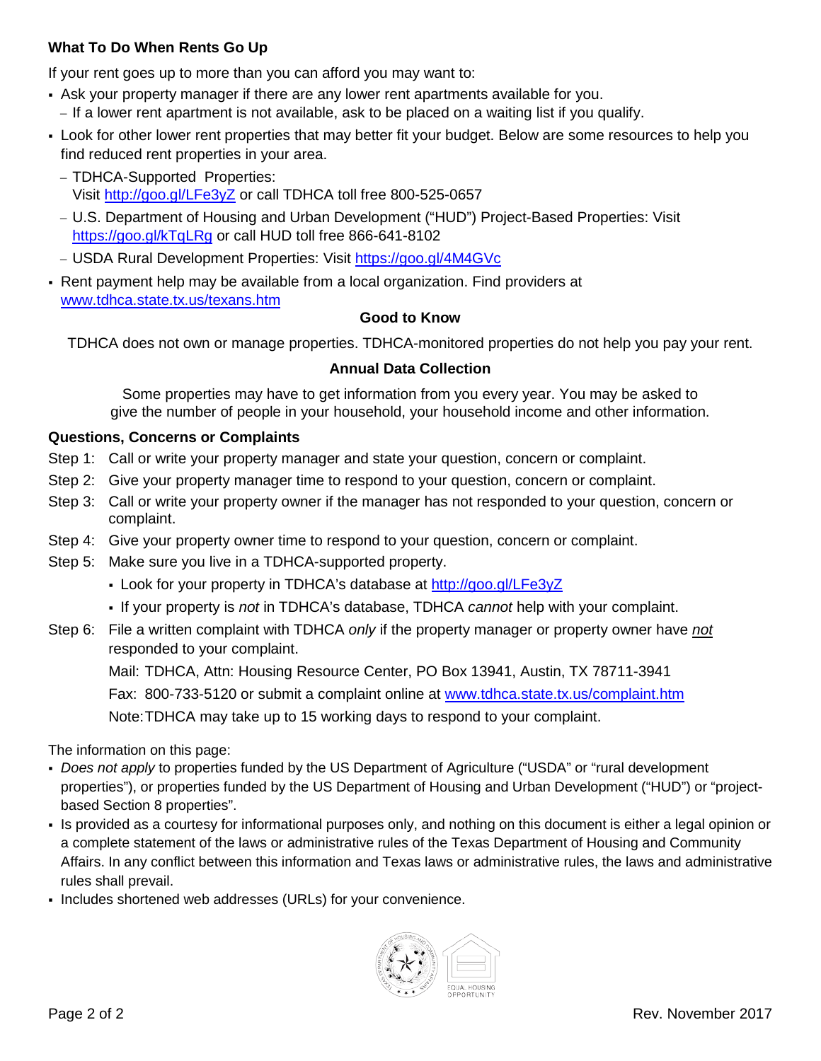### What To Do When Rents Go Up

If your rent goes up to more than you can afford you may want to:

- Ask your property manager if there are any lower rent apartments available for you.
  - If a lower rent apartment is not available, ask to be placed on a waiting list if you qualify.
- Look for other lower rent properties that may better fit your budget. Below are some resources to help you find reduced rent properties in your area.
  - TDHCA-Supported Properties: Visit http://goo.gl/LFe3yZ or call TDHCA toll free 800-525-0657
  - U.S. Department of Housing and Urban Development ("HUD") Project-Based Properties: Visit https://goo.gl/kTqLRg or call HUD toll free 866-641-8102
  - USDA Rural Development Properties: Visit https://goo.gl/4M4GVc
- Rent payment help may be available from a local organization. Find providers at www.tdhca.state.tx.us/texans.htm

**Good to Know**

TDHCA does not own or manage properties. TDHCA-monitored properties do not help you pay your rent.

**Annual Data Collection**

Some properties may have to get information from you every year. You may be asked to give the number of people in your household, your household income and other information.

### Questions, Concerns or Complaints

Step 1: Call or write your property manager and state your question, concern or complaint.

Step 2: Give your property manager time to respond to your question, concern or complaint.

Step 3: Call or write your property owner if the manager has not responded to your question, concern or complaint.

Step 4: Give your property owner time to respond to your question, concern or complaint.

Step 5: Make sure you live in a TDHCA-supported property.

- Look for your property in TDHCA's database at http://goo.gl/LFe3yZ
- If your property is *not* in TDHCA's database, TDHCA *cannot* help with your complaint.

Step 6: File a written complaint with TDHCA *only* if the property manager or property owner have ***not*** responded to your complaint.

Mail: TDHCA, Attn: Housing Resource Center, PO Box 13941, Austin, TX 78711-3941

Fax: 800-733-5120 or submit a complaint online at www.tdhca.state.tx.us/complaint.htm

Note: TDHCA may take up to 15 working days to respond to your complaint.

The information on this page:

- *Does not apply* to properties funded by the US Department of Agriculture ("USDA" or "rural development properties"), or properties funded by the US Department of Housing and Urban Development ("HUD") or "project-based Section 8 properties".
- Is provided as a courtesy for informational purposes only, and nothing on this document is either a legal opinion or a complete statement of the laws or administrative rules of the Texas Department of Housing and Community Affairs. In any conflict between this information and Texas laws or administrative rules, the laws and administrative rules shall prevail.
- Includes shortened web addresses (URLs) for your convenience.

EQUAL HOUSING OPPORTUNITY

Rev. November 2017